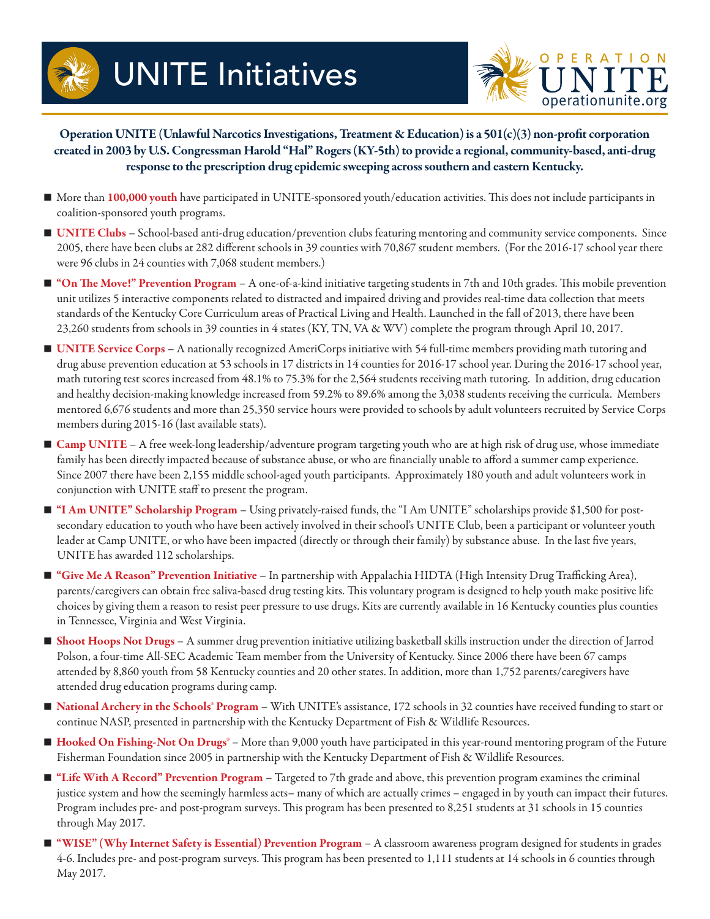# UNITE Initiatives

OPERATION UNITE
operationunite.org

**Operation UNITE (Unlawful Narcotics Investigations, Treatment & Education) is a 501(c)(3) non-profit corporation created in 2003 by U.S. Congressman Harold "Hal" Rogers (KY-5th) to provide a regional, community-based, anti-drug response to the prescription drug epidemic sweeping across southern and eastern Kentucky.**

- More than **100,000 youth** have participated in UNITE-sponsored youth/education activities. This does not include participants in coalition-sponsored youth programs.
- **UNITE Clubs** – School-based anti-drug education/prevention clubs featuring mentoring and community service components. Since 2005, there have been clubs at 282 different schools in 39 counties with 70,867 student members. (For the 2016-17 school year there were 96 clubs in 24 counties with 7,068 student members.)
- **"On The Move!" Prevention Program** – A one-of-a-kind initiative targeting students in 7th and 10th grades. This mobile prevention unit utilizes 5 interactive components related to distracted and impaired driving and provides real-time data collection that meets standards of the Kentucky Core Curriculum areas of Practical Living and Health. Launched in the fall of 2013, there have been 23,260 students from schools in 39 counties in 4 states (KY, TN, VA & WV) complete the program through April 10, 2017.
- **UNITE Service Corps** – A nationally recognized AmeriCorps initiative with 54 full-time members providing math tutoring and drug abuse prevention education at 53 schools in 17 districts in 14 counties for 2016-17 school year. During the 2016-17 school year, math tutoring test scores increased from 48.1% to 75.3% for the 2,564 students receiving math tutoring. In addition, drug education and healthy decision-making knowledge increased from 59.2% to 89.6% among the 3,038 students receiving the curricula. Members mentored 6,676 students and more than 25,350 service hours were provided to schools by adult volunteers recruited by Service Corps members during 2015-16 (last available stats).
- **Camp UNITE** – A free week-long leadership/adventure program targeting youth who are at high risk of drug use, whose immediate family has been directly impacted because of substance abuse, or who are financially unable to afford a summer camp experience. Since 2007 there have been 2,155 middle school-aged youth participants. Approximately 180 youth and adult volunteers work in conjunction with UNITE staff to present the program.
- **"I Am UNITE" Scholarship Program** – Using privately-raised funds, the "I Am UNITE" scholarships provide $1,500 for post-secondary education to youth who have been actively involved in their school's UNITE Club, been a participant or volunteer youth leader at Camp UNITE, or who have been impacted (directly or through their family) by substance abuse. In the last five years, UNITE has awarded 112 scholarships.
- **"Give Me A Reason" Prevention Initiative** – In partnership with Appalachia HIDTA (High Intensity Drug Trafficking Area), parents/caregivers can obtain free saliva-based drug testing kits. This voluntary program is designed to help youth make positive life choices by giving them a reason to resist peer pressure to use drugs. Kits are currently available in 16 Kentucky counties plus counties in Tennessee, Virginia and West Virginia.
- **Shoot Hoops Not Drugs** – A summer drug prevention initiative utilizing basketball skills instruction under the direction of Jarrod Polson, a four-time All-SEC Academic Team member from the University of Kentucky. Since 2006 there have been 67 camps attended by 8,860 youth from 58 Kentucky counties and 20 other states. In addition, more than 1,752 parents/caregivers have attended drug education programs during camp.
- **National Archery in the Schools® Program** – With UNITE's assistance, 172 schools in 32 counties have received funding to start or continue NASP, presented in partnership with the Kentucky Department of Fish & Wildlife Resources.
- **Hooked On Fishing-Not On Drugs®** – More than 9,000 youth have participated in this year-round mentoring program of the Future Fisherman Foundation since 2005 in partnership with the Kentucky Department of Fish & Wildlife Resources.
- **"Life With A Record" Prevention Program** – Targeted to 7th grade and above, this prevention program examines the criminal justice system and how the seemingly harmless acts– many of which are actually crimes – engaged in by youth can impact their futures. Program includes pre- and post-program surveys. This program has been presented to 8,251 students at 31 schools in 15 counties through May 2017.
- **"WISE" (Why Internet Safety is Essential) Prevention Program** – A classroom awareness program designed for students in grades 4-6. Includes pre- and post-program surveys. This program has been presented to 1,111 students at 14 schools in 6 counties through May 2017.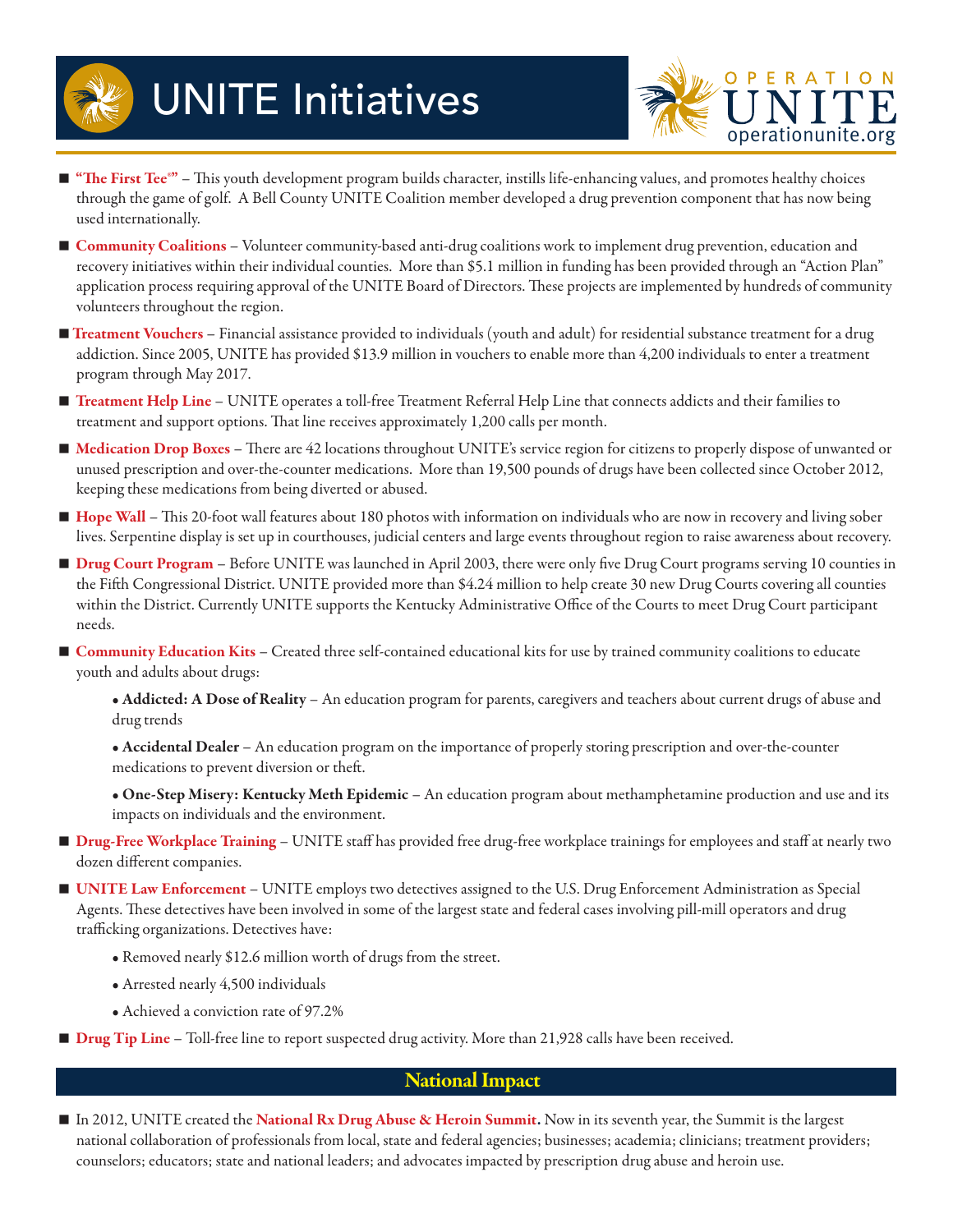# UNITE Initiatives

OPERATION UNITE
operationunite.org

- **"The First Tee®"** – This youth development program builds character, instills life-enhancing values, and promotes healthy choices through the game of golf. A Bell County UNITE Coalition member developed a drug prevention component that has now being used internationally.
- **Community Coalitions** – Volunteer community-based anti-drug coalitions work to implement drug prevention, education and recovery initiatives within their individual counties. More than $5.1 million in funding has been provided through an "Action Plan" application process requiring approval of the UNITE Board of Directors. These projects are implemented by hundreds of community volunteers throughout the region.
- **Treatment Vouchers** – Financial assistance provided to individuals (youth and adult) for residential substance treatment for a drug addiction. Since 2005, UNITE has provided $13.9 million in vouchers to enable more than 4,200 individuals to enter a treatment program through May 2017.
- **Treatment Help Line** – UNITE operates a toll-free Treatment Referral Help Line that connects addicts and their families to treatment and support options. That line receives approximately 1,200 calls per month.
- **Medication Drop Boxes** – There are 42 locations throughout UNITE's service region for citizens to properly dispose of unwanted or unused prescription and over-the-counter medications. More than 19,500 pounds of drugs have been collected since October 2012, keeping these medications from being diverted or abused.
- **Hope Wall** – This 20-foot wall features about 180 photos with information on individuals who are now in recovery and living sober lives. Serpentine display is set up in courthouses, judicial centers and large events throughout region to raise awareness about recovery.
- **Drug Court Program** – Before UNITE was launched in April 2003, there were only five Drug Court programs serving 10 counties in the Fifth Congressional District. UNITE provided more than $4.24 million to help create 30 new Drug Courts covering all counties within the District. Currently UNITE supports the Kentucky Administrative Office of the Courts to meet Drug Court participant needs.
- **Community Education Kits** – Created three self-contained educational kits for use by trained community coalitions to educate youth and adults about drugs:
  - **Addicted: A Dose of Reality** – An education program for parents, caregivers and teachers about current drugs of abuse and drug trends
  - **Accidental Dealer** – An education program on the importance of properly storing prescription and over-the-counter medications to prevent diversion or theft.
  - **One-Step Misery: Kentucky Meth Epidemic** – An education program about methamphetamine production and use and its impacts on individuals and the environment.
- **Drug-Free Workplace Training** – UNITE staff has provided free drug-free workplace trainings for employees and staff at nearly two dozen different companies.
- **UNITE Law Enforcement** – UNITE employs two detectives assigned to the U.S. Drug Enforcement Administration as Special Agents. These detectives have been involved in some of the largest state and federal cases involving pill-mill operators and drug trafficking organizations. Detectives have:
  - Removed nearly $12.6 million worth of drugs from the street.
  - Arrested nearly 4,500 individuals
  - Achieved a conviction rate of 97.2%
- **Drug Tip Line** – Toll-free line to report suspected drug activity. More than 21,928 calls have been received.

## National Impact

- In 2012, UNITE created the **National Rx Drug Abuse & Heroin Summit.** Now in its seventh year, the Summit is the largest national collaboration of professionals from local, state and federal agencies; businesses; academia; clinicians; treatment providers; counselors; educators; state and national leaders; and advocates impacted by prescription drug abuse and heroin use.